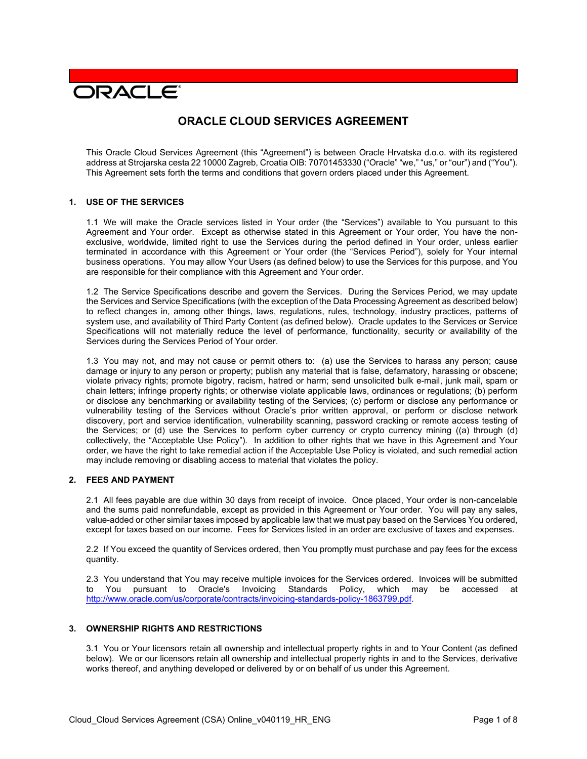ORACLE

# ORACLE CLOUD SERVICES AGREEMENT

This Oracle Cloud Services Agreement (this "Agreement") is between Oracle Hrvatska d.o.o. with its registered address at Strojarska cesta 22 10000 Zagreb, Croatia OIB: 70701453330 ("Oracle" "we," "us," or "our") and ("You"). This Agreement sets forth the terms and conditions that govern orders placed under this Agreement.

## 1. USE OF THE SERVICES

1.1 We will make the Oracle services listed in Your order (the "Services") available to You pursuant to this Agreement and Your order. Except as otherwise stated in this Agreement or Your order, You have the non-exclusive, worldwide, limited right to use the Services during the period defined in Your order, unless earlier terminated in accordance with this Agreement or Your order (the "Services Period"), solely for Your internal business operations. You may allow Your Users (as defined below) to use the Services for this purpose, and You are responsible for their compliance with this Agreement and Your order.

1.2 The Service Specifications describe and govern the Services. During the Services Period, we may update the Services and Service Specifications (with the exception of the Data Processing Agreement as described below) to reflect changes in, among other things, laws, regulations, rules, technology, industry practices, patterns of system use, and availability of Third Party Content (as defined below). Oracle updates to the Services or Service Specifications will not materially reduce the level of performance, functionality, security or availability of the Services during the Services Period of Your order.

1.3 You may not, and may not cause or permit others to: (a) use the Services to harass any person; cause damage or injury to any person or property; publish any material that is false, defamatory, harassing or obscene; violate privacy rights; promote bigotry, racism, hatred or harm; send unsolicited bulk e-mail, junk mail, spam or chain letters; infringe property rights; or otherwise violate applicable laws, ordinances or regulations; (b) perform or disclose any benchmarking or availability testing of the Services; (c) perform or disclose any performance or vulnerability testing of the Services without Oracle's prior written approval, or perform or disclose network discovery, port and service identification, vulnerability scanning, password cracking or remote access testing of the Services; or (d) use the Services to perform cyber currency or crypto currency mining ((a) through (d) collectively, the "Acceptable Use Policy"). In addition to other rights that we have in this Agreement and Your order, we have the right to take remedial action if the Acceptable Use Policy is violated, and such remedial action may include removing or disabling access to material that violates the policy.

## 2. FEES AND PAYMENT

2.1 All fees payable are due within 30 days from receipt of invoice. Once placed, Your order is non-cancelable and the sums paid nonrefundable, except as provided in this Agreement or Your order. You will pay any sales, value-added or other similar taxes imposed by applicable law that we must pay based on the Services You ordered, except for taxes based on our income. Fees for Services listed in an order are exclusive of taxes and expenses.

2.2 If You exceed the quantity of Services ordered, then You promptly must purchase and pay fees for the excess quantity.

2.3 You understand that You may receive multiple invoices for the Services ordered. Invoices will be submitted to You pursuant to Oracle's Invoicing Standards Policy, which may be accessed at http://www.oracle.com/us/corporate/contracts/invoicing-standards-policy-1863799.pdf.

## 3. OWNERSHIP RIGHTS AND RESTRICTIONS

3.1 You or Your licensors retain all ownership and intellectual property rights in and to Your Content (as defined below). We or our licensors retain all ownership and intellectual property rights in and to the Services, derivative works thereof, and anything developed or delivered by or on behalf of us under this Agreement.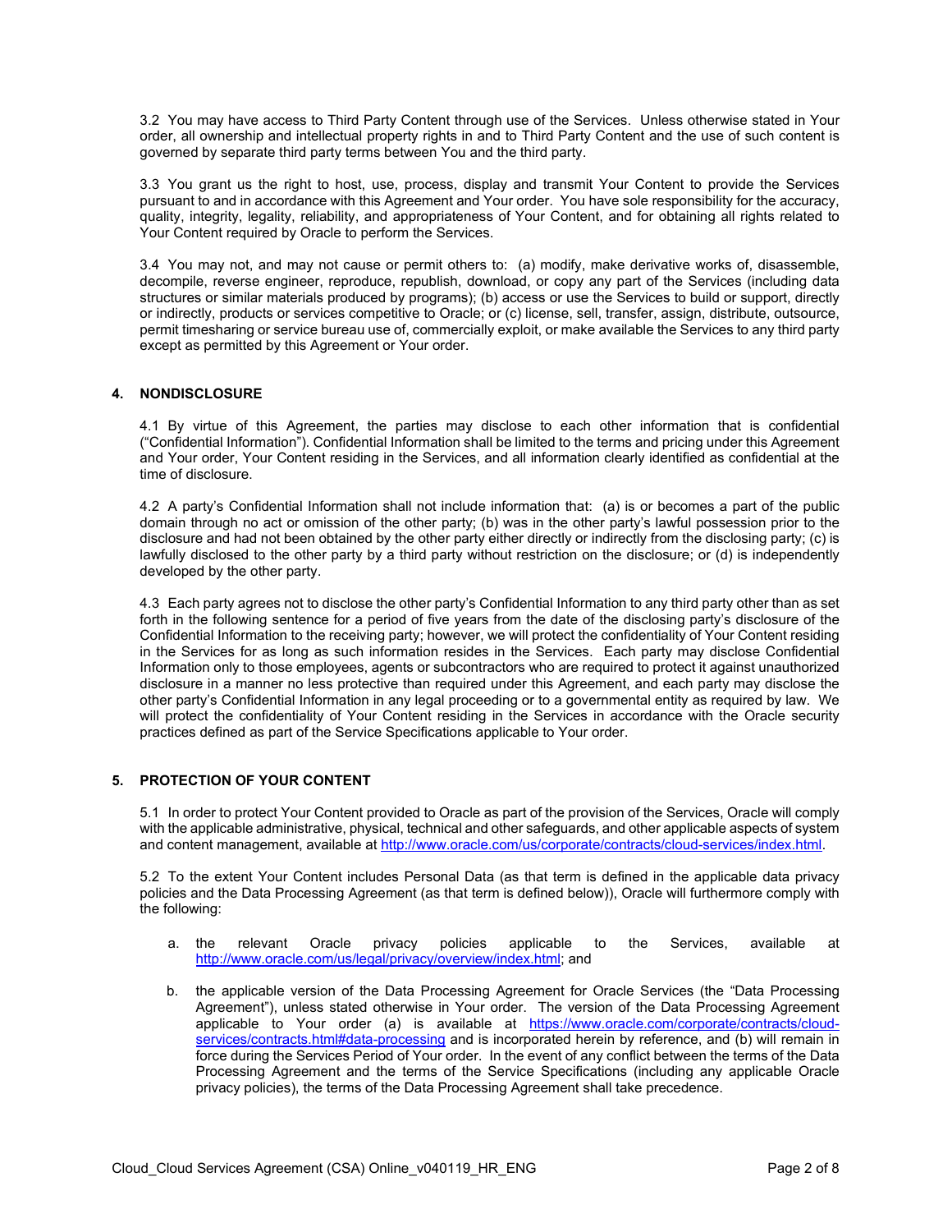3.2 You may have access to Third Party Content through use of the Services. Unless otherwise stated in Your order, all ownership and intellectual property rights in and to Third Party Content and the use of such content is governed by separate third party terms between You and the third party.

3.3 You grant us the right to host, use, process, display and transmit Your Content to provide the Services pursuant to and in accordance with this Agreement and Your order. You have sole responsibility for the accuracy, quality, integrity, legality, reliability, and appropriateness of Your Content, and for obtaining all rights related to Your Content required by Oracle to perform the Services.

3.4 You may not, and may not cause or permit others to: (a) modify, make derivative works of, disassemble, decompile, reverse engineer, reproduce, republish, download, or copy any part of the Services (including data structures or similar materials produced by programs); (b) access or use the Services to build or support, directly or indirectly, products or services competitive to Oracle; or (c) license, sell, transfer, assign, distribute, outsource, permit timesharing or service bureau use of, commercially exploit, or make available the Services to any third party except as permitted by this Agreement or Your order.

## 4. NONDISCLOSURE

4.1 By virtue of this Agreement, the parties may disclose to each other information that is confidential ("Confidential Information"). Confidential Information shall be limited to the terms and pricing under this Agreement and Your order, Your Content residing in the Services, and all information clearly identified as confidential at the time of disclosure.

4.2 A party's Confidential Information shall not include information that: (a) is or becomes a part of the public domain through no act or omission of the other party; (b) was in the other party's lawful possession prior to the disclosure and had not been obtained by the other party either directly or indirectly from the disclosing party; (c) is lawfully disclosed to the other party by a third party without restriction on the disclosure; or (d) is independently developed by the other party.

4.3 Each party agrees not to disclose the other party's Confidential Information to any third party other than as set forth in the following sentence for a period of five years from the date of the disclosing party's disclosure of the Confidential Information to the receiving party; however, we will protect the confidentiality of Your Content residing in the Services for as long as such information resides in the Services. Each party may disclose Confidential Information only to those employees, agents or subcontractors who are required to protect it against unauthorized disclosure in a manner no less protective than required under this Agreement, and each party may disclose the other party's Confidential Information in any legal proceeding or to a governmental entity as required by law. We will protect the confidentiality of Your Content residing in the Services in accordance with the Oracle security practices defined as part of the Service Specifications applicable to Your order.

## 5. PROTECTION OF YOUR CONTENT

5.1 In order to protect Your Content provided to Oracle as part of the provision of the Services, Oracle will comply with the applicable administrative, physical, technical and other safeguards, and other applicable aspects of system and content management, available at http://www.oracle.com/us/corporate/contracts/cloud-services/index.html.

5.2 To the extent Your Content includes Personal Data (as that term is defined in the applicable data privacy policies and the Data Processing Agreement (as that term is defined below)), Oracle will furthermore comply with the following:

a. the relevant Oracle privacy policies applicable to the Services, available at http://www.oracle.com/us/legal/privacy/overview/index.html; and

b. the applicable version of the Data Processing Agreement for Oracle Services (the "Data Processing Agreement"), unless stated otherwise in Your order. The version of the Data Processing Agreement applicable to Your order (a) is available at https://www.oracle.com/corporate/contracts/cloud-services/contracts.html#data-processing and is incorporated herein by reference, and (b) will remain in force during the Services Period of Your order. In the event of any conflict between the terms of the Data Processing Agreement and the terms of the Service Specifications (including any applicable Oracle privacy policies), the terms of the Data Processing Agreement shall take precedence.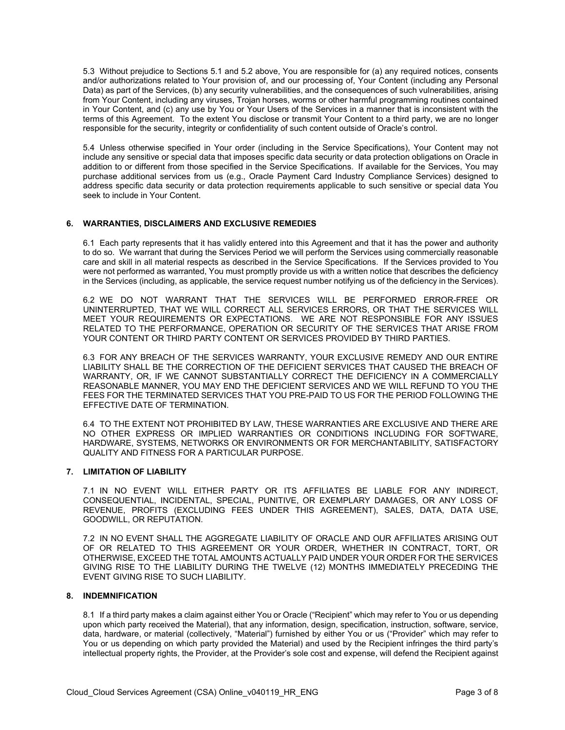5.3 Without prejudice to Sections 5.1 and 5.2 above, You are responsible for (a) any required notices, consents and/or authorizations related to Your provision of, and our processing of, Your Content (including any Personal Data) as part of the Services, (b) any security vulnerabilities, and the consequences of such vulnerabilities, arising from Your Content, including any viruses, Trojan horses, worms or other harmful programming routines contained in Your Content, and (c) any use by You or Your Users of the Services in a manner that is inconsistent with the terms of this Agreement. To the extent You disclose or transmit Your Content to a third party, we are no longer responsible for the security, integrity or confidentiality of such content outside of Oracle's control.

5.4 Unless otherwise specified in Your order (including in the Service Specifications), Your Content may not include any sensitive or special data that imposes specific data security or data protection obligations on Oracle in addition to or different from those specified in the Service Specifications. If available for the Services, You may purchase additional services from us (e.g., Oracle Payment Card Industry Compliance Services) designed to address specific data security or data protection requirements applicable to such sensitive or special data You seek to include in Your Content.

## 6. WARRANTIES, DISCLAIMERS AND EXCLUSIVE REMEDIES

6.1 Each party represents that it has validly entered into this Agreement and that it has the power and authority to do so. We warrant that during the Services Period we will perform the Services using commercially reasonable care and skill in all material respects as described in the Service Specifications. If the Services provided to You were not performed as warranted, You must promptly provide us with a written notice that describes the deficiency in the Services (including, as applicable, the service request number notifying us of the deficiency in the Services).

6.2 WE DO NOT WARRANT THAT THE SERVICES WILL BE PERFORMED ERROR-FREE OR UNINTERRUPTED, THAT WE WILL CORRECT ALL SERVICES ERRORS, OR THAT THE SERVICES WILL MEET YOUR REQUIREMENTS OR EXPECTATIONS. WE ARE NOT RESPONSIBLE FOR ANY ISSUES RELATED TO THE PERFORMANCE, OPERATION OR SECURITY OF THE SERVICES THAT ARISE FROM YOUR CONTENT OR THIRD PARTY CONTENT OR SERVICES PROVIDED BY THIRD PARTIES.

6.3 FOR ANY BREACH OF THE SERVICES WARRANTY, YOUR EXCLUSIVE REMEDY AND OUR ENTIRE LIABILITY SHALL BE THE CORRECTION OF THE DEFICIENT SERVICES THAT CAUSED THE BREACH OF WARRANTY, OR, IF WE CANNOT SUBSTANTIALLY CORRECT THE DEFICIENCY IN A COMMERCIALLY REASONABLE MANNER, YOU MAY END THE DEFICIENT SERVICES AND WE WILL REFUND TO YOU THE FEES FOR THE TERMINATED SERVICES THAT YOU PRE-PAID TO US FOR THE PERIOD FOLLOWING THE EFFECTIVE DATE OF TERMINATION.

6.4 TO THE EXTENT NOT PROHIBITED BY LAW, THESE WARRANTIES ARE EXCLUSIVE AND THERE ARE NO OTHER EXPRESS OR IMPLIED WARRANTIES OR CONDITIONS INCLUDING FOR SOFTWARE, HARDWARE, SYSTEMS, NETWORKS OR ENVIRONMENTS OR FOR MERCHANTABILITY, SATISFACTORY QUALITY AND FITNESS FOR A PARTICULAR PURPOSE.

## 7. LIMITATION OF LIABILITY

7.1 IN NO EVENT WILL EITHER PARTY OR ITS AFFILIATES BE LIABLE FOR ANY INDIRECT, CONSEQUENTIAL, INCIDENTAL, SPECIAL, PUNITIVE, OR EXEMPLARY DAMAGES, OR ANY LOSS OF REVENUE, PROFITS (EXCLUDING FEES UNDER THIS AGREEMENT), SALES, DATA, DATA USE, GOODWILL, OR REPUTATION.

7.2 IN NO EVENT SHALL THE AGGREGATE LIABILITY OF ORACLE AND OUR AFFILIATES ARISING OUT OF OR RELATED TO THIS AGREEMENT OR YOUR ORDER, WHETHER IN CONTRACT, TORT, OR OTHERWISE, EXCEED THE TOTAL AMOUNTS ACTUALLY PAID UNDER YOUR ORDER FOR THE SERVICES GIVING RISE TO THE LIABILITY DURING THE TWELVE (12) MONTHS IMMEDIATELY PRECEDING THE EVENT GIVING RISE TO SUCH LIABILITY.

## 8. INDEMNIFICATION

8.1 If a third party makes a claim against either You or Oracle ("Recipient" which may refer to You or us depending upon which party received the Material), that any information, design, specification, instruction, software, service, data, hardware, or material (collectively, "Material") furnished by either You or us ("Provider" which may refer to You or us depending on which party provided the Material) and used by the Recipient infringes the third party's intellectual property rights, the Provider, at the Provider's sole cost and expense, will defend the Recipient against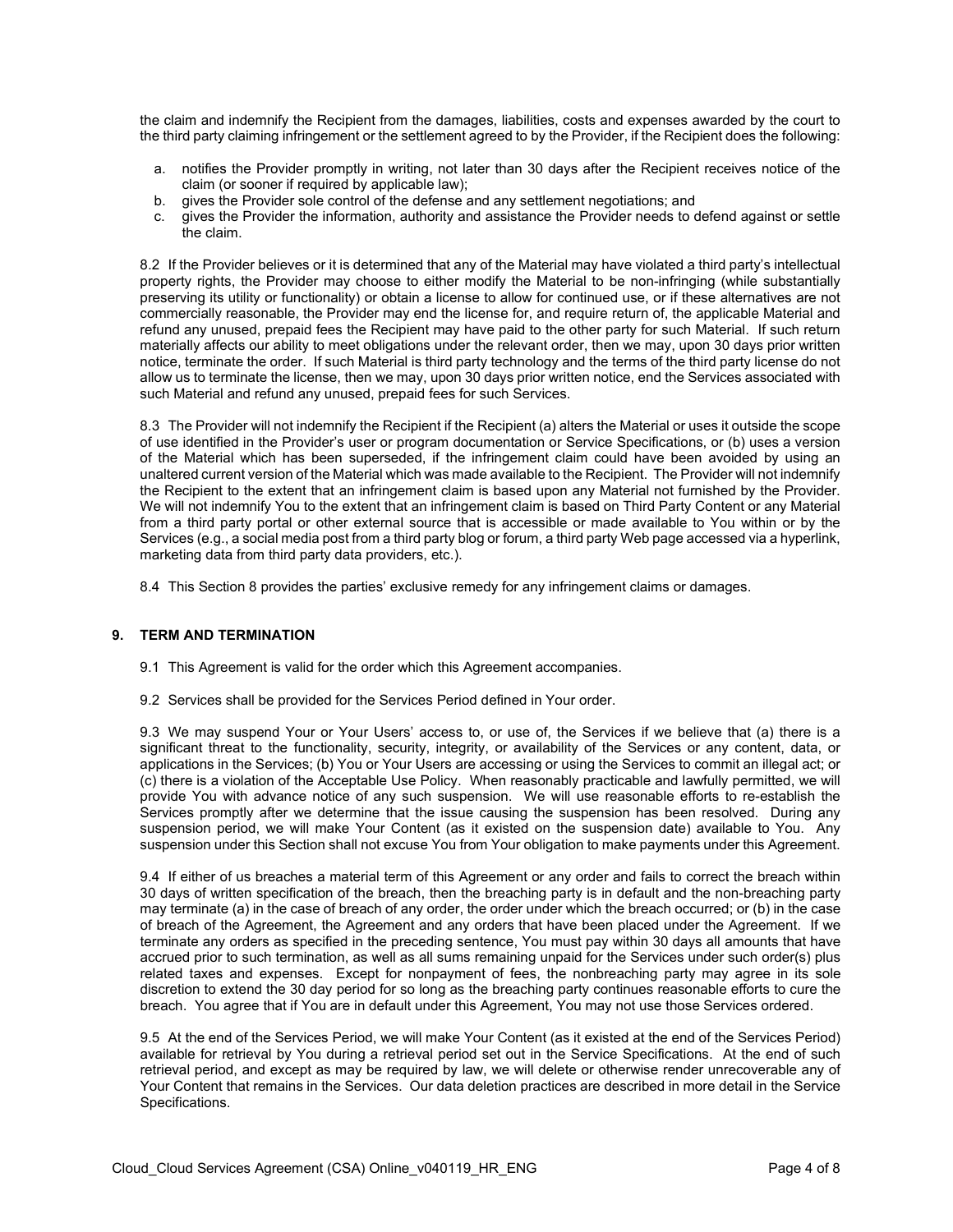the claim and indemnify the Recipient from the damages, liabilities, costs and expenses awarded by the court to the third party claiming infringement or the settlement agreed to by the Provider, if the Recipient does the following:

a. notifies the Provider promptly in writing, not later than 30 days after the Recipient receives notice of the claim (or sooner if required by applicable law);
b. gives the Provider sole control of the defense and any settlement negotiations; and
c. gives the Provider the information, authority and assistance the Provider needs to defend against or settle the claim.

8.2 If the Provider believes or it is determined that any of the Material may have violated a third party's intellectual property rights, the Provider may choose to either modify the Material to be non-infringing (while substantially preserving its utility or functionality) or obtain a license to allow for continued use, or if these alternatives are not commercially reasonable, the Provider may end the license for, and require return of, the applicable Material and refund any unused, prepaid fees the Recipient may have paid to the other party for such Material. If such return materially affects our ability to meet obligations under the relevant order, then we may, upon 30 days prior written notice, terminate the order. If such Material is third party technology and the terms of the third party license do not allow us to terminate the license, then we may, upon 30 days prior written notice, end the Services associated with such Material and refund any unused, prepaid fees for such Services.

8.3 The Provider will not indemnify the Recipient if the Recipient (a) alters the Material or uses it outside the scope of use identified in the Provider's user or program documentation or Service Specifications, or (b) uses a version of the Material which has been superseded, if the infringement claim could have been avoided by using an unaltered current version of the Material which was made available to the Recipient. The Provider will not indemnify the Recipient to the extent that an infringement claim is based upon any Material not furnished by the Provider. We will not indemnify You to the extent that an infringement claim is based on Third Party Content or any Material from a third party portal or other external source that is accessible or made available to You within or by the Services (e.g., a social media post from a third party blog or forum, a third party Web page accessed via a hyperlink, marketing data from third party data providers, etc.).

8.4 This Section 8 provides the parties' exclusive remedy for any infringement claims or damages.

## 9. TERM AND TERMINATION

9.1 This Agreement is valid for the order which this Agreement accompanies.

9.2 Services shall be provided for the Services Period defined in Your order.

9.3 We may suspend Your or Your Users' access to, or use of, the Services if we believe that (a) there is a significant threat to the functionality, security, integrity, or availability of the Services or any content, data, or applications in the Services; (b) You or Your Users are accessing or using the Services to commit an illegal act; or (c) there is a violation of the Acceptable Use Policy. When reasonably practicable and lawfully permitted, we will provide You with advance notice of any such suspension. We will use reasonable efforts to re-establish the Services promptly after we determine that the issue causing the suspension has been resolved. During any suspension period, we will make Your Content (as it existed on the suspension date) available to You. Any suspension under this Section shall not excuse You from Your obligation to make payments under this Agreement.

9.4 If either of us breaches a material term of this Agreement or any order and fails to correct the breach within 30 days of written specification of the breach, then the breaching party is in default and the non-breaching party may terminate (a) in the case of breach of any order, the order under which the breach occurred; or (b) in the case of breach of the Agreement, the Agreement and any orders that have been placed under the Agreement. If we terminate any orders as specified in the preceding sentence, You must pay within 30 days all amounts that have accrued prior to such termination, as well as all sums remaining unpaid for the Services under such order(s) plus related taxes and expenses. Except for nonpayment of fees, the nonbreaching party may agree in its sole discretion to extend the 30 day period for so long as the breaching party continues reasonable efforts to cure the breach. You agree that if You are in default under this Agreement, You may not use those Services ordered.

9.5 At the end of the Services Period, we will make Your Content (as it existed at the end of the Services Period) available for retrieval by You during a retrieval period set out in the Service Specifications. At the end of such retrieval period, and except as may be required by law, we will delete or otherwise render unrecoverable any of Your Content that remains in the Services. Our data deletion practices are described in more detail in the Service Specifications.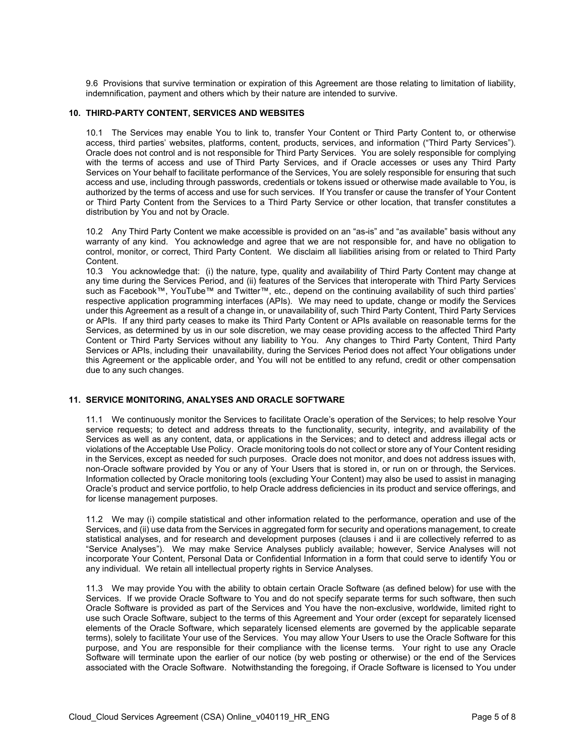9.6 Provisions that survive termination or expiration of this Agreement are those relating to limitation of liability, indemnification, payment and others which by their nature are intended to survive.

## 10. THIRD-PARTY CONTENT, SERVICES AND WEBSITES

10.1 The Services may enable You to link to, transfer Your Content or Third Party Content to, or otherwise access, third parties' websites, platforms, content, products, services, and information ("Third Party Services"). Oracle does not control and is not responsible for Third Party Services. You are solely responsible for complying with the terms of access and use of Third Party Services, and if Oracle accesses or uses any Third Party Services on Your behalf to facilitate performance of the Services, You are solely responsible for ensuring that such access and use, including through passwords, credentials or tokens issued or otherwise made available to You, is authorized by the terms of access and use for such services. If You transfer or cause the transfer of Your Content or Third Party Content from the Services to a Third Party Service or other location, that transfer constitutes a distribution by You and not by Oracle.

10.2 Any Third Party Content we make accessible is provided on an "as-is" and "as available" basis without any warranty of any kind. You acknowledge and agree that we are not responsible for, and have no obligation to control, monitor, or correct, Third Party Content. We disclaim all liabilities arising from or related to Third Party Content.

10.3 You acknowledge that: (i) the nature, type, quality and availability of Third Party Content may change at any time during the Services Period, and (ii) features of the Services that interoperate with Third Party Services such as Facebook™, YouTube™ and Twitter™, etc., depend on the continuing availability of such third parties' respective application programming interfaces (APIs). We may need to update, change or modify the Services under this Agreement as a result of a change in, or unavailability of, such Third Party Content, Third Party Services or APIs. If any third party ceases to make its Third Party Content or APIs available on reasonable terms for the Services, as determined by us in our sole discretion, we may cease providing access to the affected Third Party Content or Third Party Services without any liability to You. Any changes to Third Party Content, Third Party Services or APIs, including their unavailability, during the Services Period does not affect Your obligations under this Agreement or the applicable order, and You will not be entitled to any refund, credit or other compensation due to any such changes.

## 11. SERVICE MONITORING, ANALYSES AND ORACLE SOFTWARE

11.1 We continuously monitor the Services to facilitate Oracle's operation of the Services; to help resolve Your service requests; to detect and address threats to the functionality, security, integrity, and availability of the Services as well as any content, data, or applications in the Services; and to detect and address illegal acts or violations of the Acceptable Use Policy. Oracle monitoring tools do not collect or store any of Your Content residing in the Services, except as needed for such purposes. Oracle does not monitor, and does not address issues with, non-Oracle software provided by You or any of Your Users that is stored in, or run on or through, the Services. Information collected by Oracle monitoring tools (excluding Your Content) may also be used to assist in managing Oracle's product and service portfolio, to help Oracle address deficiencies in its product and service offerings, and for license management purposes.

11.2 We may (i) compile statistical and other information related to the performance, operation and use of the Services, and (ii) use data from the Services in aggregated form for security and operations management, to create statistical analyses, and for research and development purposes (clauses i and ii are collectively referred to as "Service Analyses"). We may make Service Analyses publicly available; however, Service Analyses will not incorporate Your Content, Personal Data or Confidential Information in a form that could serve to identify You or any individual. We retain all intellectual property rights in Service Analyses.

11.3 We may provide You with the ability to obtain certain Oracle Software (as defined below) for use with the Services. If we provide Oracle Software to You and do not specify separate terms for such software, then such Oracle Software is provided as part of the Services and You have the non-exclusive, worldwide, limited right to use such Oracle Software, subject to the terms of this Agreement and Your order (except for separately licensed elements of the Oracle Software, which separately licensed elements are governed by the applicable separate terms), solely to facilitate Your use of the Services. You may allow Your Users to use the Oracle Software for this purpose, and You are responsible for their compliance with the license terms. Your right to use any Oracle Software will terminate upon the earlier of our notice (by web posting or otherwise) or the end of the Services associated with the Oracle Software. Notwithstanding the foregoing, if Oracle Software is licensed to You under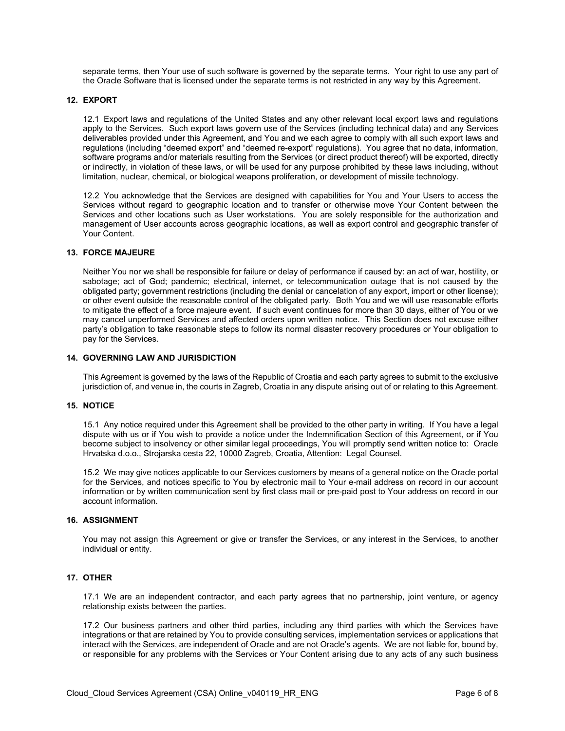separate terms, then Your use of such software is governed by the separate terms. Your right to use any part of the Oracle Software that is licensed under the separate terms is not restricted in any way by this Agreement.

## 12. EXPORT

12.1 Export laws and regulations of the United States and any other relevant local export laws and regulations apply to the Services. Such export laws govern use of the Services (including technical data) and any Services deliverables provided under this Agreement, and You and we each agree to comply with all such export laws and regulations (including "deemed export" and "deemed re-export" regulations). You agree that no data, information, software programs and/or materials resulting from the Services (or direct product thereof) will be exported, directly or indirectly, in violation of these laws, or will be used for any purpose prohibited by these laws including, without limitation, nuclear, chemical, or biological weapons proliferation, or development of missile technology.

12.2 You acknowledge that the Services are designed with capabilities for You and Your Users to access the Services without regard to geographic location and to transfer or otherwise move Your Content between the Services and other locations such as User workstations. You are solely responsible for the authorization and management of User accounts across geographic locations, as well as export control and geographic transfer of Your Content.

## 13. FORCE MAJEURE

Neither You nor we shall be responsible for failure or delay of performance if caused by: an act of war, hostility, or sabotage; act of God; pandemic; electrical, internet, or telecommunication outage that is not caused by the obligated party; government restrictions (including the denial or cancelation of any export, import or other license); or other event outside the reasonable control of the obligated party. Both You and we will use reasonable efforts to mitigate the effect of a force majeure event. If such event continues for more than 30 days, either of You or we may cancel unperformed Services and affected orders upon written notice. This Section does not excuse either party's obligation to take reasonable steps to follow its normal disaster recovery procedures or Your obligation to pay for the Services.

## 14. GOVERNING LAW AND JURISDICTION

This Agreement is governed by the laws of the Republic of Croatia and each party agrees to submit to the exclusive jurisdiction of, and venue in, the courts in Zagreb, Croatia in any dispute arising out of or relating to this Agreement.

## 15. NOTICE

15.1 Any notice required under this Agreement shall be provided to the other party in writing. If You have a legal dispute with us or if You wish to provide a notice under the Indemnification Section of this Agreement, or if You become subject to insolvency or other similar legal proceedings, You will promptly send written notice to: Oracle Hrvatska d.o.o., Strojarska cesta 22, 10000 Zagreb, Croatia, Attention: Legal Counsel.

15.2 We may give notices applicable to our Services customers by means of a general notice on the Oracle portal for the Services, and notices specific to You by electronic mail to Your e-mail address on record in our account information or by written communication sent by first class mail or pre-paid post to Your address on record in our account information.

## 16. ASSIGNMENT

You may not assign this Agreement or give or transfer the Services, or any interest in the Services, to another individual or entity.

## 17. OTHER

17.1 We are an independent contractor, and each party agrees that no partnership, joint venture, or agency relationship exists between the parties.

17.2 Our business partners and other third parties, including any third parties with which the Services have integrations or that are retained by You to provide consulting services, implementation services or applications that interact with the Services, are independent of Oracle and are not Oracle's agents. We are not liable for, bound by, or responsible for any problems with the Services or Your Content arising due to any acts of any such business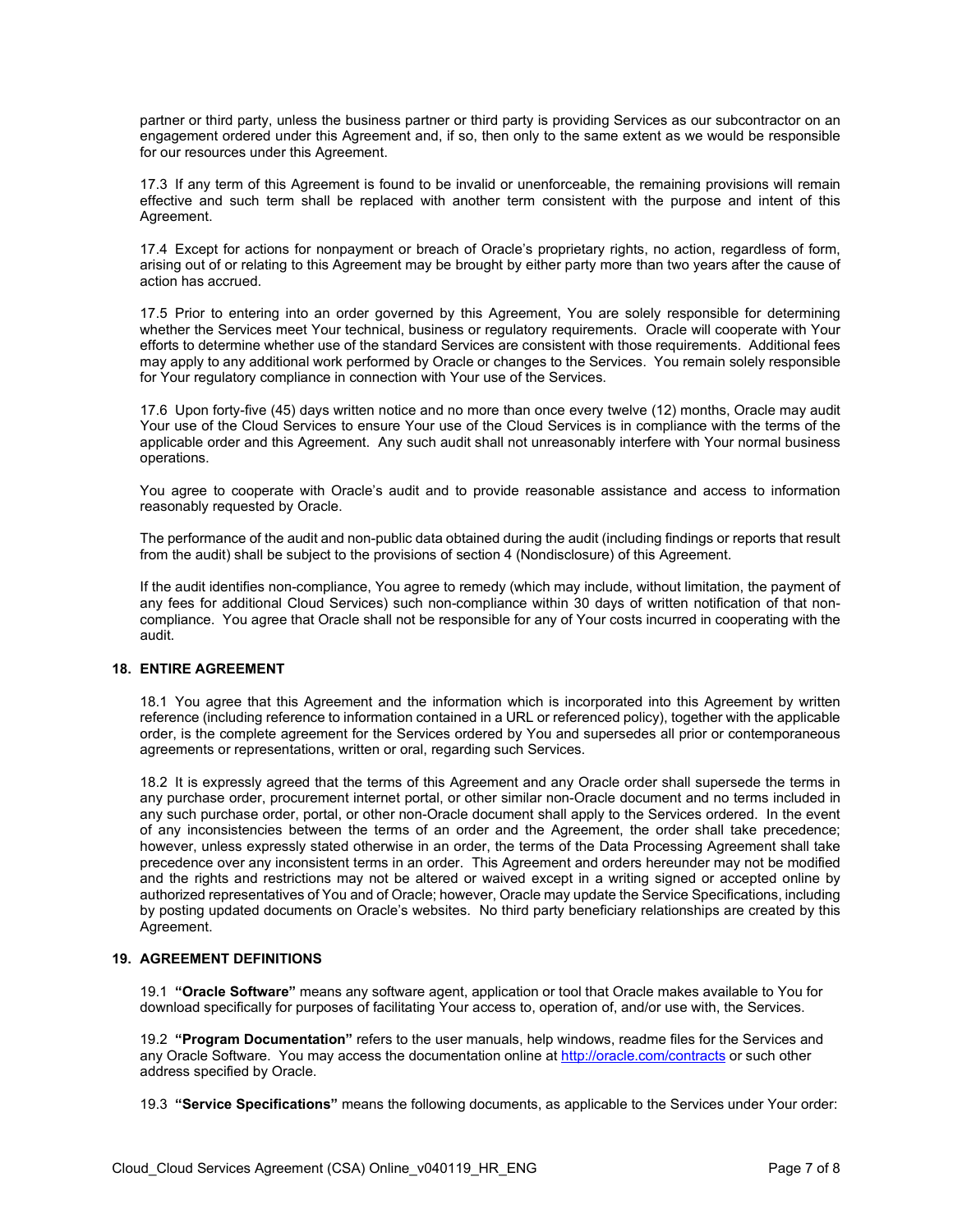partner or third party, unless the business partner or third party is providing Services as our subcontractor on an engagement ordered under this Agreement and, if so, then only to the same extent as we would be responsible for our resources under this Agreement.

17.3 If any term of this Agreement is found to be invalid or unenforceable, the remaining provisions will remain effective and such term shall be replaced with another term consistent with the purpose and intent of this Agreement.

17.4 Except for actions for nonpayment or breach of Oracle's proprietary rights, no action, regardless of form, arising out of or relating to this Agreement may be brought by either party more than two years after the cause of action has accrued.

17.5 Prior to entering into an order governed by this Agreement, You are solely responsible for determining whether the Services meet Your technical, business or regulatory requirements. Oracle will cooperate with Your efforts to determine whether use of the standard Services are consistent with those requirements. Additional fees may apply to any additional work performed by Oracle or changes to the Services. You remain solely responsible for Your regulatory compliance in connection with Your use of the Services.

17.6 Upon forty-five (45) days written notice and no more than once every twelve (12) months, Oracle may audit Your use of the Cloud Services to ensure Your use of the Cloud Services is in compliance with the terms of the applicable order and this Agreement. Any such audit shall not unreasonably interfere with Your normal business operations.

You agree to cooperate with Oracle's audit and to provide reasonable assistance and access to information reasonably requested by Oracle.

The performance of the audit and non-public data obtained during the audit (including findings or reports that result from the audit) shall be subject to the provisions of section 4 (Nondisclosure) of this Agreement.

If the audit identifies non-compliance, You agree to remedy (which may include, without limitation, the payment of any fees for additional Cloud Services) such non-compliance within 30 days of written notification of that non-compliance. You agree that Oracle shall not be responsible for any of Your costs incurred in cooperating with the audit.

## 18. ENTIRE AGREEMENT

18.1 You agree that this Agreement and the information which is incorporated into this Agreement by written reference (including reference to information contained in a URL or referenced policy), together with the applicable order, is the complete agreement for the Services ordered by You and supersedes all prior or contemporaneous agreements or representations, written or oral, regarding such Services.

18.2 It is expressly agreed that the terms of this Agreement and any Oracle order shall supersede the terms in any purchase order, procurement internet portal, or other similar non-Oracle document and no terms included in any such purchase order, portal, or other non-Oracle document shall apply to the Services ordered. In the event of any inconsistencies between the terms of an order and the Agreement, the order shall take precedence; however, unless expressly stated otherwise in an order, the terms of the Data Processing Agreement shall take precedence over any inconsistent terms in an order. This Agreement and orders hereunder may not be modified and the rights and restrictions may not be altered or waived except in a writing signed or accepted online by authorized representatives of You and of Oracle; however, Oracle may update the Service Specifications, including by posting updated documents on Oracle's websites. No third party beneficiary relationships are created by this Agreement.

## 19. AGREEMENT DEFINITIONS

19.1 **"Oracle Software"** means any software agent, application or tool that Oracle makes available to You for download specifically for purposes of facilitating Your access to, operation of, and/or use with, the Services.

19.2 **"Program Documentation"** refers to the user manuals, help windows, readme files for the Services and any Oracle Software. You may access the documentation online at [http://oracle.com/contracts](http://oracle.com/contracts) or such other address specified by Oracle.

19.3 **"Service Specifications"** means the following documents, as applicable to the Services under Your order: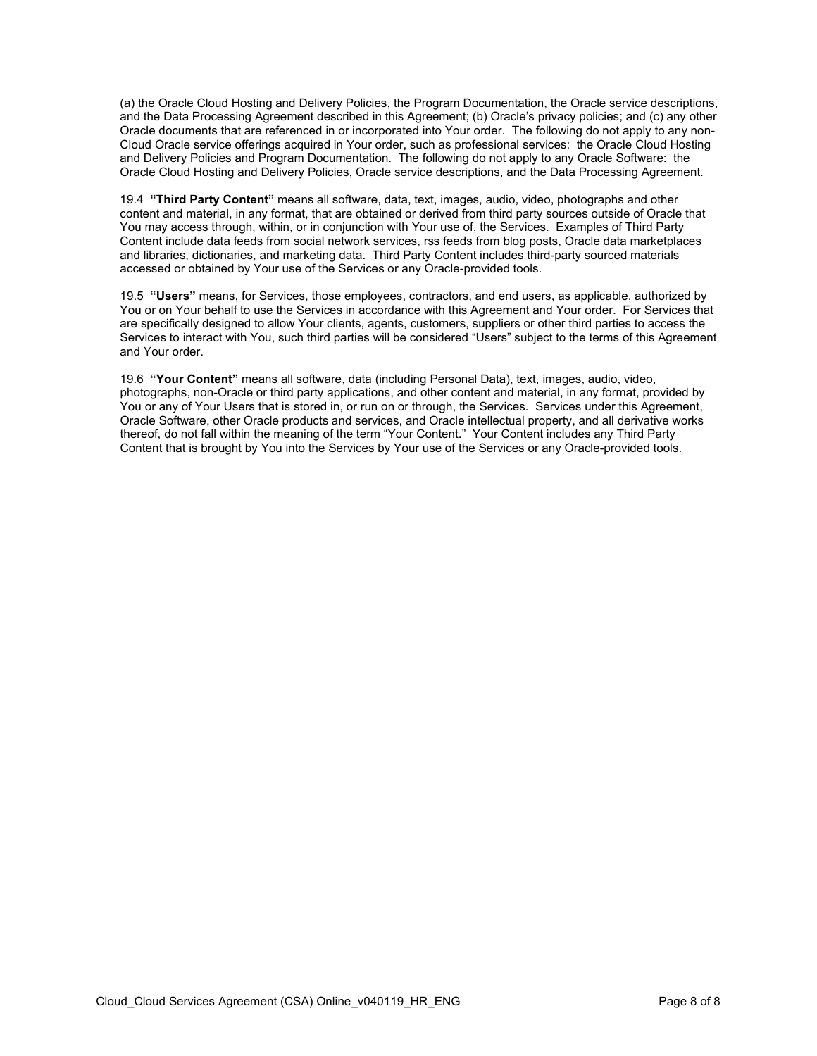(a) the Oracle Cloud Hosting and Delivery Policies, the Program Documentation, the Oracle service descriptions, and the Data Processing Agreement described in this Agreement; (b) Oracle's privacy policies; and (c) any other Oracle documents that are referenced in or incorporated into Your order. The following do not apply to any non-Cloud Oracle service offerings acquired in Your order, such as professional services: the Oracle Cloud Hosting and Delivery Policies and Program Documentation. The following do not apply to any Oracle Software: the Oracle Cloud Hosting and Delivery Policies, Oracle service descriptions, and the Data Processing Agreement.

19.4 **"Third Party Content"** means all software, data, text, images, audio, video, photographs and other content and material, in any format, that are obtained or derived from third party sources outside of Oracle that You may access through, within, or in conjunction with Your use of, the Services. Examples of Third Party Content include data feeds from social network services, rss feeds from blog posts, Oracle data marketplaces and libraries, dictionaries, and marketing data. Third Party Content includes third-party sourced materials accessed or obtained by Your use of the Services or any Oracle-provided tools.

19.5 **"Users"** means, for Services, those employees, contractors, and end users, as applicable, authorized by You or on Your behalf to use the Services in accordance with this Agreement and Your order. For Services that are specifically designed to allow Your clients, agents, customers, suppliers or other third parties to access the Services to interact with You, such third parties will be considered "Users" subject to the terms of this Agreement and Your order.

19.6 **"Your Content"** means all software, data (including Personal Data), text, images, audio, video, photographs, non-Oracle or third party applications, and other content and material, in any format, provided by You or any of Your Users that is stored in, or run on or through, the Services. Services under this Agreement, Oracle Software, other Oracle products and services, and Oracle intellectual property, and all derivative works thereof, do not fall within the meaning of the term "Your Content." Your Content includes any Third Party Content that is brought by You into the Services by Your use of the Services or any Oracle-provided tools.